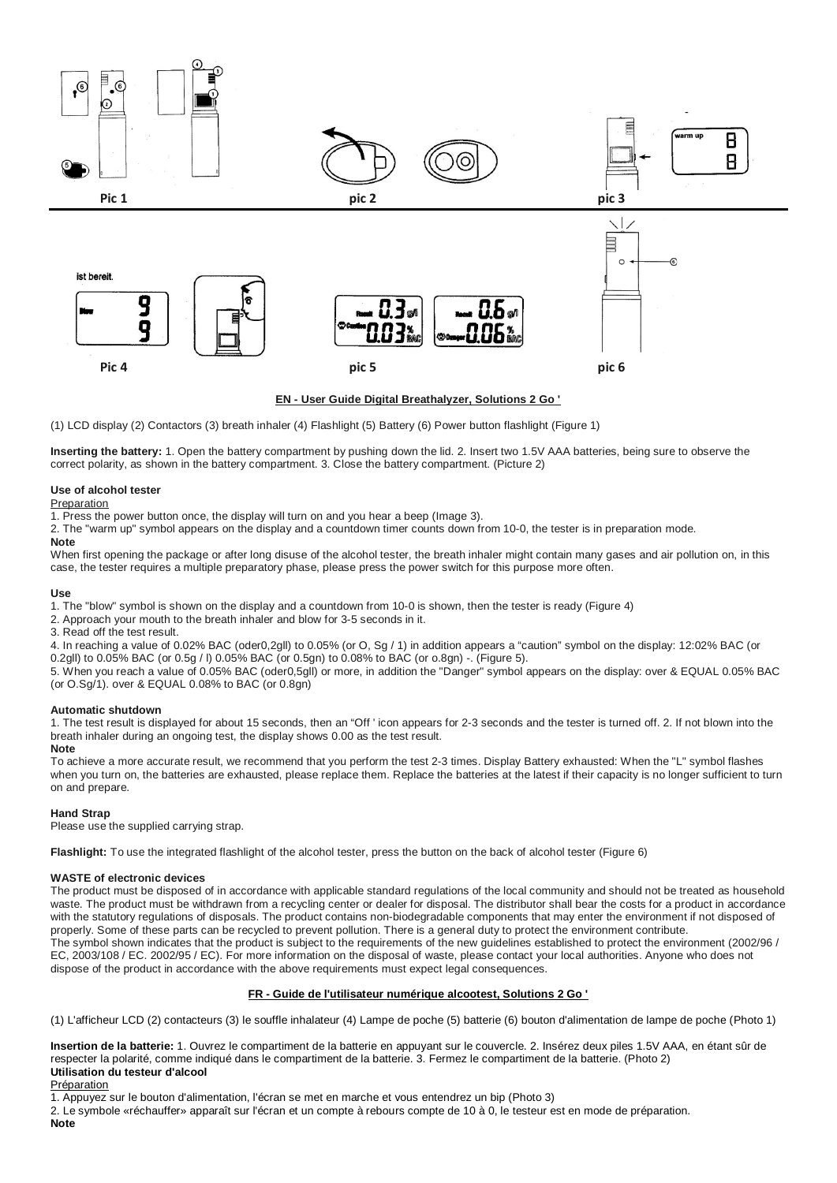Pic 1

pic 2

pic 3

Pic 4

pic 5

pic 6

## EN - User Guide Digital Breathalyzer, Solutions 2 Go '

(1) LCD display (2) Contactors (3) breath inhaler (4) Flashlight (5) Battery (6) Power button flashlight (Figure 1)

**Inserting the battery:** 1. Open the battery compartment by pushing down the lid. 2. Insert two 1.5V AAA batteries, being sure to observe the correct polarity, as shown in the battery compartment. 3. Close the battery compartment. (Picture 2)

### Use of alcohol tester

Preparation

1. Press the power button once, the display will turn on and you hear a beep (Image 3).
2. The "warm up" symbol appears on the display and a countdown timer counts down from 10-0, the tester is in preparation mode.

**Note**

When first opening the package or after long disuse of the alcohol tester, the breath inhaler might contain many gases and air pollution on, in this case, the tester requires a multiple preparatory phase, please press the power switch for this purpose more often.

**Use**

1. The "blow" symbol is shown on the display and a countdown from 10-0 is shown, then the tester is ready (Figure 4)
2. Approach your mouth to the breath inhaler and blow for 3-5 seconds in it.
3. Read off the test result.
4. In reaching a value of 0.02% BAC (oder0,2gll) to 0.05% (or O, Sg / 1) in addition appears a "caution" symbol on the display: 12:02% BAC (or 0.2gll) to 0.05% BAC (or 0.5g / l) 0.05% BAC (or 0.5gn) to 0.08% to BAC (or o.8gn) -. (Figure 5).
5. When you reach a value of 0.05% BAC (oder0,5gll) or more, in addition the "Danger" symbol appears on the display: over & EQUAL 0.05% BAC (or O.Sg/1). over & EQUAL 0.08% to BAC (or 0.8gn)

**Automatic shutdown**

1. The test result is displayed for about 15 seconds, then an "Off ' icon appears for 2-3 seconds and the tester is turned off. 2. If not blown into the breath inhaler during an ongoing test, the display shows 0.00 as the test result.

**Note**

To achieve a more accurate result, we recommend that you perform the test 2-3 times. Display Battery exhausted: When the "L" symbol flashes when you turn on, the batteries are exhausted, please replace them. Replace the batteries at the latest if their capacity is no longer sufficient to turn on and prepare.

**Hand Strap**

Please use the supplied carrying strap.

**Flashlight:** To use the integrated flashlight of the alcohol tester, press the button on the back of alcohol tester (Figure 6)

**WASTE of electronic devices**

The product must be disposed of in accordance with applicable standard regulations of the local community and should not be treated as household waste. The product must be withdrawn from a recycling center or dealer for disposal. The distributor shall bear the costs for a product in accordance with the statutory regulations of disposals. The product contains non-biodegradable components that may enter the environment if not disposed of properly. Some of these parts can be recycled to prevent pollution. There is a general duty to protect the environment contribute.
The symbol shown indicates that the product is subject to the requirements of the new guidelines established to protect the environment (2002/96 / EC, 2003/108 / EC. 2002/95 / EC). For more information on the disposal of waste, please contact your local authorities. Anyone who does not dispose of the product in accordance with the above requirements must expect legal consequences.

## FR - Guide de l'utilisateur numérique alcootest, Solutions 2 Go '

(1) L'afficheur LCD (2) contacteurs (3) le souffle inhalateur (4) Lampe de poche (5) batterie (6) bouton d'alimentation de lampe de poche (Photo 1)

**Insertion de la batterie:** 1. Ouvrez le compartiment de la batterie en appuyant sur le couvercle. 2. Insérez deux piles 1.5V AAA, en étant sûr de respecter la polarité, comme indiqué dans le compartiment de la batterie. 3. Fermez le compartiment de la batterie. (Photo 2)

**Utilisation du testeur d'alcool**

Préparation

1. Appuyez sur le bouton d'alimentation, l'écran se met en marche et vous entendrez un bip (Photo 3)
2. Le symbole «réchauffer» apparaît sur l'écran et un compte à rebours compte de 10 à 0, le testeur est en mode de préparation.

**Note**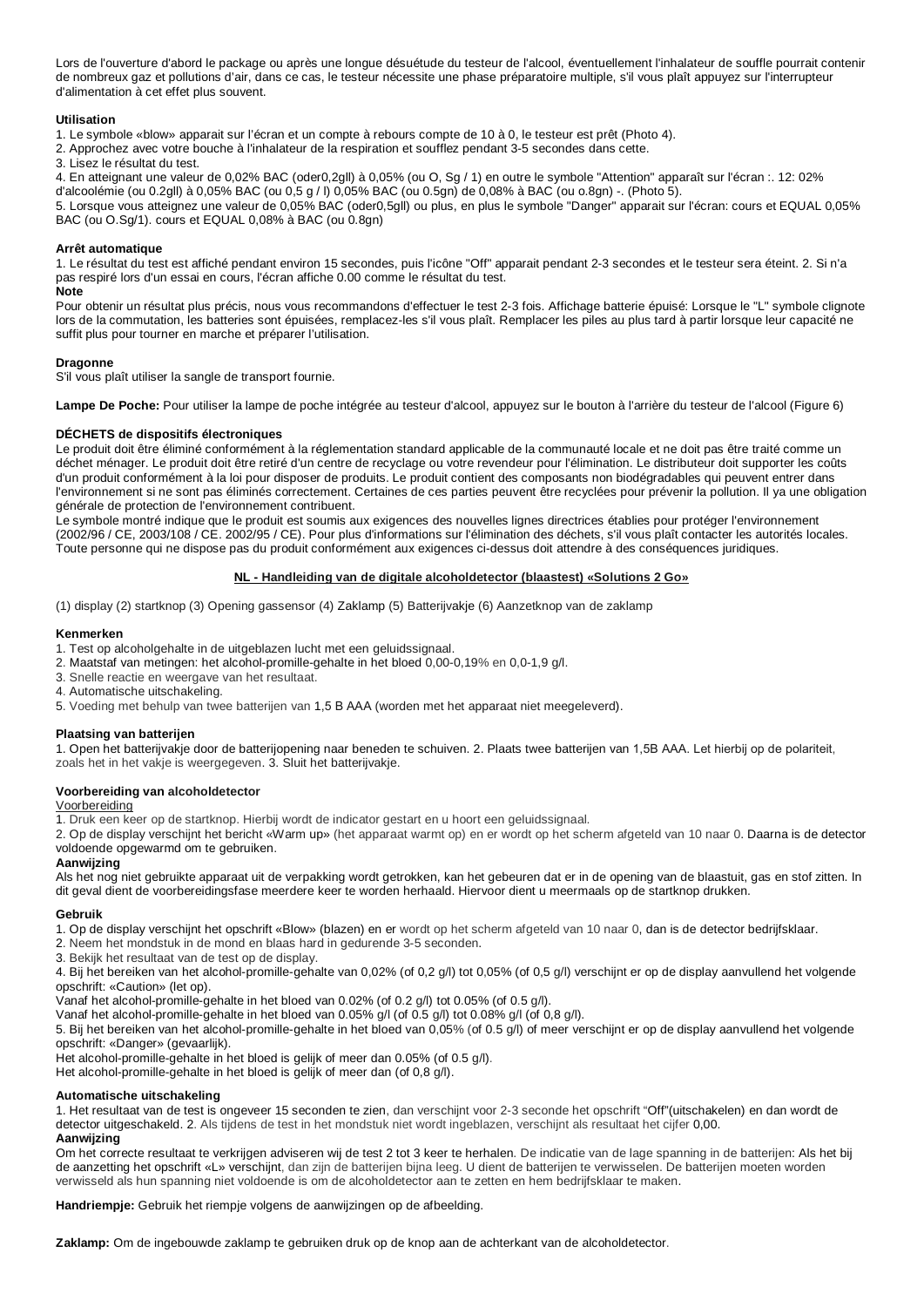Lors de l'ouverture d'abord le package ou après une longue désuétude du testeur de l'alcool, éventuellement l'inhalateur de souffle pourrait contenir de nombreux gaz et pollutions d'air, dans ce cas, le testeur nécessite une phase préparatoire multiple, s'il vous plaît appuyez sur l'interrupteur d'alimentation à cet effet plus souvent.

**Utilisation**

1. Le symbole «blow» apparait sur l'écran et un compte à rebours compte de 10 à 0, le testeur est prêt (Photo 4).
2. Approchez avec votre bouche à l'inhalateur de la respiration et soufflez pendant 3-5 secondes dans cette.
3. Lisez le résultat du test.
4. En atteignant une valeur de 0,02% BAC (oder0,2gll) à 0,05% (ou O, Sg / 1) en outre le symbole "Attention" apparaît sur l'écran :. 12: 02% d'alcoolémie (ou 0.2gll) à 0,05% BAC (ou 0,5 g / l) 0,05% BAC (ou 0.5gn) de 0,08% à BAC (ou o.8gn) -. (Photo 5).
5. Lorsque vous atteignez une valeur de 0,05% BAC (oder0,5gll) ou plus, en plus le symbole "Danger" apparait sur l'écran: cours et EQUAL 0,05% BAC (ou O.Sg/1). cours et EQUAL 0,08% à BAC (ou 0.8gn)

**Arrêt automatique**

1. Le résultat du test est affiché pendant environ 15 secondes, puis l'icône "Off" apparait pendant 2-3 secondes et le testeur sera éteint. 2. Si n'a pas respiré lors d'un essai en cours, l'écran affiche 0.00 comme le résultat du test.

**Note**

Pour obtenir un résultat plus précis, nous vous recommandons d'effectuer le test 2-3 fois. Affichage batterie épuisé: Lorsque le "L" symbole clignote lors de la commutation, les batteries sont épuisées, remplacez-les s'il vous plaît. Remplacer les piles au plus tard à partir lorsque leur capacité ne suffit plus pour tourner en marche et préparer l'utilisation.

**Dragonne**

S'il vous plaît utiliser la sangle de transport fournie.

**Lampe De Poche:** Pour utiliser la lampe de poche intégrée au testeur d'alcool, appuyez sur le bouton à l'arrière du testeur de l'alcool (Figure 6)

**DÉCHETS de dispositifs électroniques**

Le produit doit être éliminé conformément à la réglementation standard applicable de la communauté locale et ne doit pas être traité comme un déchet ménager. Le produit doit être retiré d'un centre de recyclage ou votre revendeur pour l'élimination. Le distributeur doit supporter les coûts d'un produit conformément à la loi pour disposer de produits. Le produit contient des composants non biodégradables qui peuvent entrer dans l'environnement si ne sont pas éliminés correctement. Certaines de ces parties peuvent être recyclées pour prévenir la pollution. Il ya une obligation générale de protection de l'environnement contribuent.

Le symbole montré indique que le produit est soumis aux exigences des nouvelles lignes directrices établies pour protéger l'environnement (2002/96 / CE, 2003/108 / CE. 2002/95 / CE). Pour plus d'informations sur l'élimination des déchets, s'il vous plaît contacter les autorités locales. Toute personne qui ne dispose pas du produit conformément aux exigences ci-dessus doit attendre à des conséquences juridiques.

## NL - Handleiding van de digitale alcoholdetector (blaastest) «Solutions 2 Go»

(1) display (2) startknop (3) Opening gassensor (4) Zaklamp (5) Batterijvakje (6) Aanzetknop van de zaklamp

**Kenmerken**

1. Test op alcoholgehalte in de uitgeblazen lucht met een geluidssignaal.
2. Maatstaf van metingen: het alcohol-promille-gehalte in het bloed 0,00-0,19% en 0,0-1,9 g/l.
3. Snelle reactie en weergave van het resultaat.
4. Automatische uitschakeling.
5. Voeding met behulp van twee batterijen van 1,5 B AAA (worden met het apparaat niet meegeleverd).

**Plaatsing van batterijen**

1. Open het batterijvakje door de batterijopening naar beneden te schuiven. 2. Plaats twee batterijen van 1,5B AAA. Let hierbij op de polariteit, zoals het in het vakje is weergegeven. 3. Sluit het batterijvakje.

**Voorbereiding van alcoholdetector**

Voorbereiding

1. Druk een keer op de startknop. Hierbij wordt de indicator gestart en u hoort een geluidssignaal.
2. Op de display verschijnt het bericht «Warm up» (het apparaat warmt op) en er wordt op het scherm afgeteld van 10 naar 0. Daarna is de detector voldoende opgewarmd om te gebruiken.

**Aanwijzing**

Als het nog niet gebruikte apparaat uit de verpakking wordt getrokken, kan het gebeuren dat er in de opening van de blaastuit, gas en stof zitten. In dit geval dient de voorbereidingsfase meerdere keer te worden herhaald. Hiervoor dient u meermaals op de startknop drukken.

**Gebruik**

1. Op de display verschijnt het opschrift «Blow» (blazen) en er wordt op het scherm afgeteld van 10 naar 0, dan is de detector bedrijfsklaar.
2. Neem het mondstuk in de mond en blaas hard in gedurende 3-5 seconden.
3. Bekijk het resultaat van de test op de display.
4. Bij het bereiken van het alcohol-promille-gehalte van 0,02% (of 0,2 g/l) tot 0,05% (of 0,5 g/l) verschijnt er op de display aanvullend het volgende opschrift: «Caution» (let op).
Vanaf het alcohol-promille-gehalte in het bloed van 0.02% (of 0.2 g/l) tot 0.05% (of 0.5 g/l).
Vanaf het alcohol-promille-gehalte in het bloed van 0.05% g/l (of 0.5 g/l) tot 0.08% g/l (of 0,8 g/l).
5. Bij het bereiken van het alcohol-promille-gehalte in het bloed van 0,05% (of 0.5 g/l) of meer verschijnt er op de display aanvullend het volgende opschrift: «Danger» (gevaarlijk).
Het alcohol-promille-gehalte in het bloed is gelijk of meer dan 0.05% (of 0.5 g/l).
Het alcohol-promille-gehalte in het bloed is gelijk of meer dan (of 0,8 g/l).

**Automatische uitschakeling**

1. Het resultaat van de test is ongeveer 15 seconden te zien, dan verschijnt voor 2-3 seconde het opschrift "Off"(uitschakelen) en dan wordt de detector uitgeschakeld. 2. Als tijdens de test in het mondstuk niet wordt ingeblazen, verschijnt als resultaat het cijfer 0,00.

**Aanwijzing**

Om het correcte resultaat te verkrijgen adviseren wij de test 2 tot 3 keer te herhalen. De indicatie van de lage spanning in de batterijen: Als het bij de aanzetting het opschrift «L» verschijnt, dan zijn de batterijen bijna leeg. U dient de batterijen te verwisselen. De batterijen moeten worden verwisseld als hun spanning niet voldoende is om de alcoholdetector aan te zetten en hem bedrijfsklaar te maken.

**Handriempje:** Gebruik het riempje volgens de aanwijzingen op de afbeelding.

**Zaklamp:** Om de ingebouwde zaklamp te gebruiken druk op de knop aan de achterkant van de alcoholdetector.